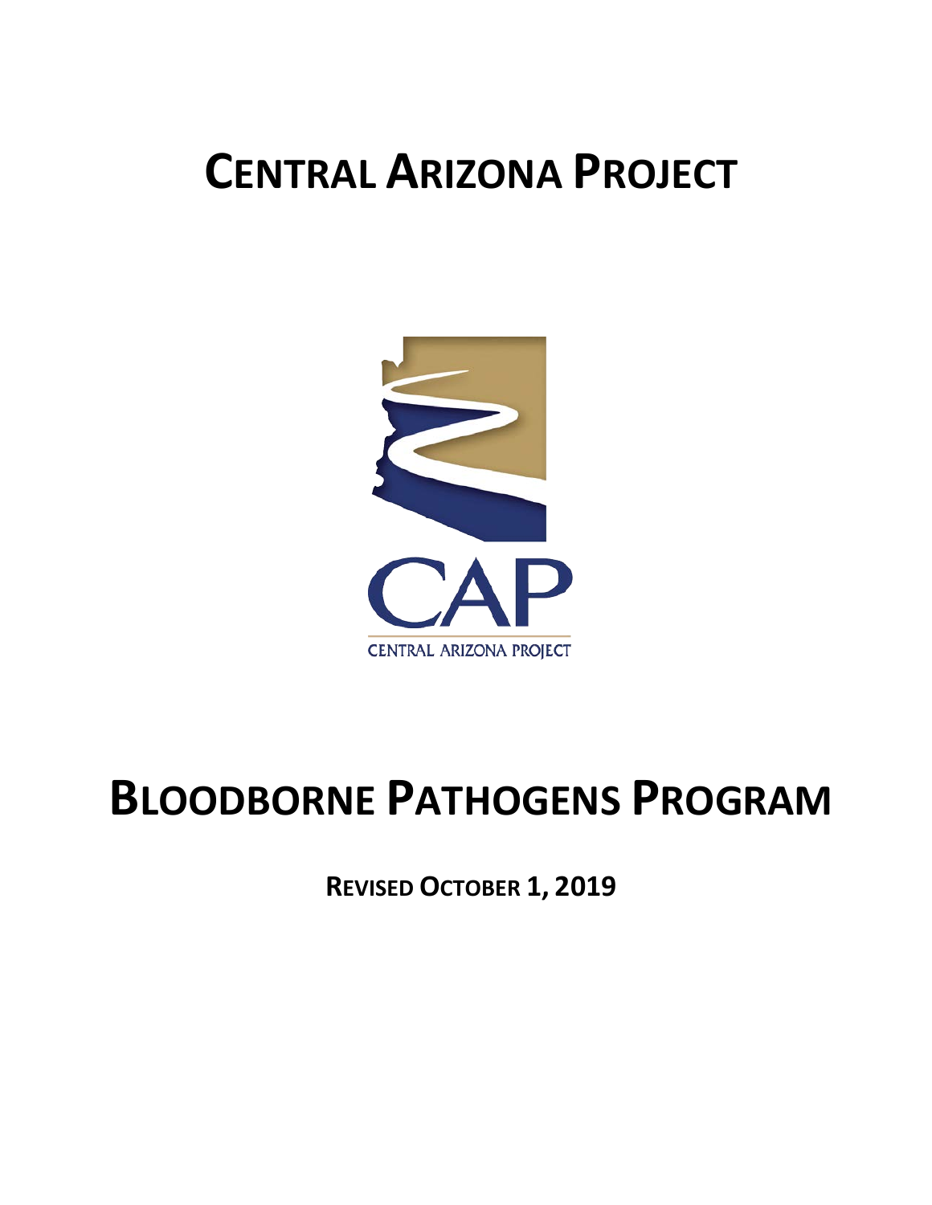# CENTRAL ARIZONA PROJECT

CAP

CENTRAL ARIZONA PROJECT

# BLOODBORNE PATHOGENS PROGRAM

**REVISED OCTOBER 1, 2019**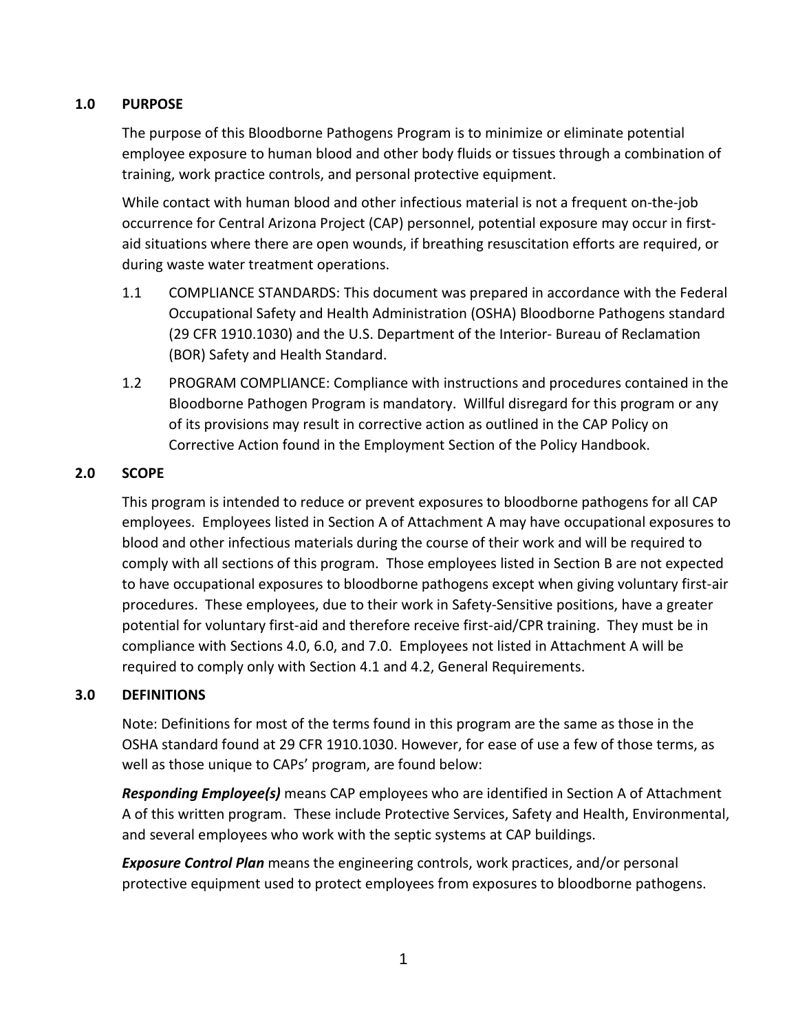## 1.0 PURPOSE

The purpose of this Bloodborne Pathogens Program is to minimize or eliminate potential employee exposure to human blood and other body fluids or tissues through a combination of training, work practice controls, and personal protective equipment.

While contact with human blood and other infectious material is not a frequent on-the-job occurrence for Central Arizona Project (CAP) personnel, potential exposure may occur in first-aid situations where there are open wounds, if breathing resuscitation efforts are required, or during waste water treatment operations.

1.1 COMPLIANCE STANDARDS: This document was prepared in accordance with the Federal Occupational Safety and Health Administration (OSHA) Bloodborne Pathogens standard (29 CFR 1910.1030) and the U.S. Department of the Interior- Bureau of Reclamation (BOR) Safety and Health Standard.

1.2 PROGRAM COMPLIANCE: Compliance with instructions and procedures contained in the Bloodborne Pathogen Program is mandatory. Willful disregard for this program or any of its provisions may result in corrective action as outlined in the CAP Policy on Corrective Action found in the Employment Section of the Policy Handbook.

## 2.0 SCOPE

This program is intended to reduce or prevent exposures to bloodborne pathogens for all CAP employees. Employees listed in Section A of Attachment A may have occupational exposures to blood and other infectious materials during the course of their work and will be required to comply with all sections of this program. Those employees listed in Section B are not expected to have occupational exposures to bloodborne pathogens except when giving voluntary first-air procedures. These employees, due to their work in Safety-Sensitive positions, have a greater potential for voluntary first-aid and therefore receive first-aid/CPR training. They must be in compliance with Sections 4.0, 6.0, and 7.0. Employees not listed in Attachment A will be required to comply only with Section 4.1 and 4.2, General Requirements.

## 3.0 DEFINITIONS

Note: Definitions for most of the terms found in this program are the same as those in the OSHA standard found at 29 CFR 1910.1030. However, for ease of use a few of those terms, as well as those unique to CAPs' program, are found below:

***Responding Employee(s)*** means CAP employees who are identified in Section A of Attachment A of this written program. These include Protective Services, Safety and Health, Environmental, and several employees who work with the septic systems at CAP buildings.

***Exposure Control Plan*** means the engineering controls, work practices, and/or personal protective equipment used to protect employees from exposures to bloodborne pathogens.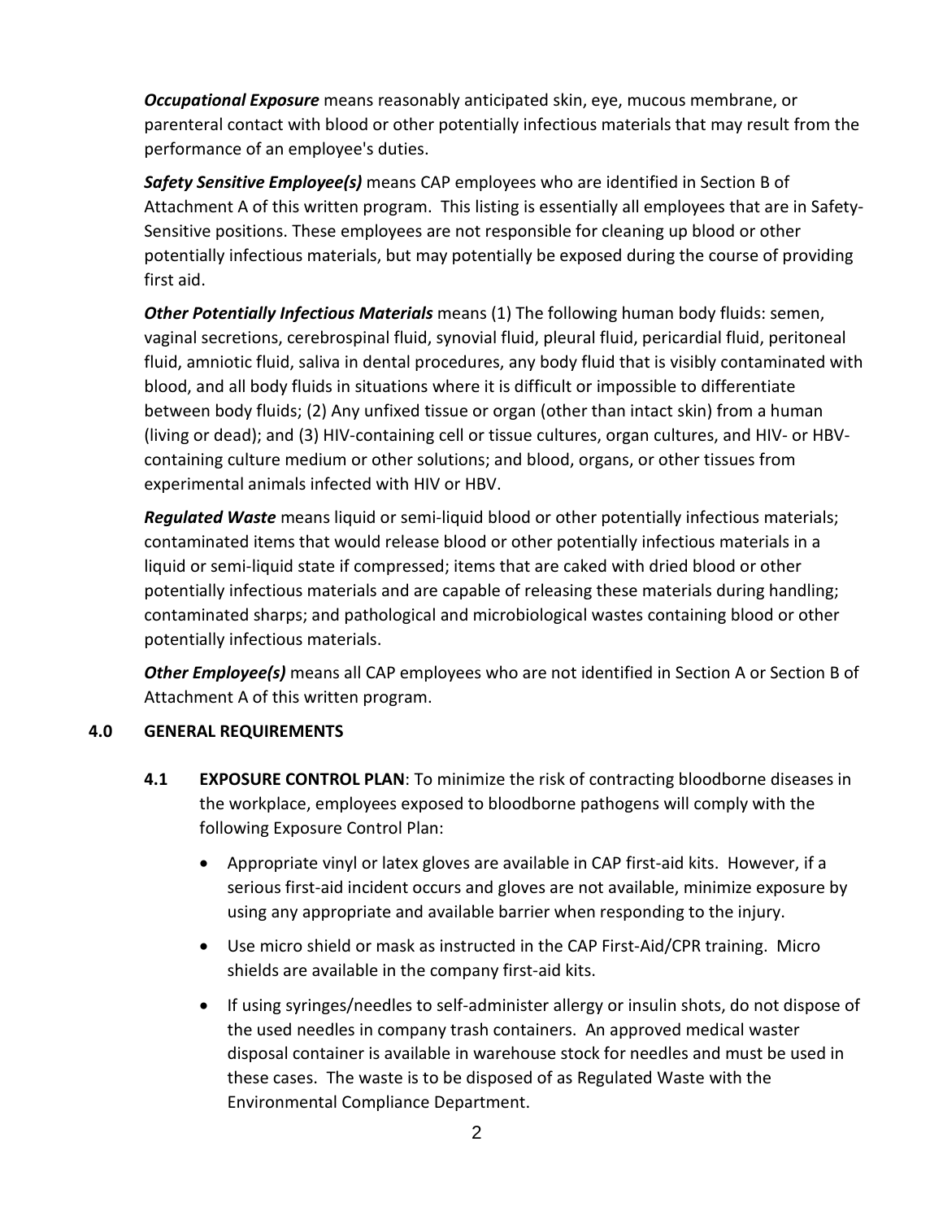***Occupational Exposure*** means reasonably anticipated skin, eye, mucous membrane, or parenteral contact with blood or other potentially infectious materials that may result from the performance of an employee's duties.

***Safety Sensitive Employee(s)*** means CAP employees who are identified in Section B of Attachment A of this written program. This listing is essentially all employees that are in Safety-Sensitive positions. These employees are not responsible for cleaning up blood or other potentially infectious materials, but may potentially be exposed during the course of providing first aid.

***Other Potentially Infectious Materials*** means (1) The following human body fluids: semen, vaginal secretions, cerebrospinal fluid, synovial fluid, pleural fluid, pericardial fluid, peritoneal fluid, amniotic fluid, saliva in dental procedures, any body fluid that is visibly contaminated with blood, and all body fluids in situations where it is difficult or impossible to differentiate between body fluids; (2) Any unfixed tissue or organ (other than intact skin) from a human (living or dead); and (3) HIV-containing cell or tissue cultures, organ cultures, and HIV- or HBV-containing culture medium or other solutions; and blood, organs, or other tissues from experimental animals infected with HIV or HBV.

***Regulated Waste*** means liquid or semi-liquid blood or other potentially infectious materials; contaminated items that would release blood or other potentially infectious materials in a liquid or semi-liquid state if compressed; items that are caked with dried blood or other potentially infectious materials and are capable of releasing these materials during handling; contaminated sharps; and pathological and microbiological wastes containing blood or other potentially infectious materials.

***Other Employee(s)*** means all CAP employees who are not identified in Section A or Section B of Attachment A of this written program.

## 4.0 GENERAL REQUIREMENTS

**4.1 EXPOSURE CONTROL PLAN**: To minimize the risk of contracting bloodborne diseases in the workplace, employees exposed to bloodborne pathogens will comply with the following Exposure Control Plan:

- Appropriate vinyl or latex gloves are available in CAP first-aid kits. However, if a serious first-aid incident occurs and gloves are not available, minimize exposure by using any appropriate and available barrier when responding to the injury.
- Use micro shield or mask as instructed in the CAP First-Aid/CPR training. Micro shields are available in the company first-aid kits.
- If using syringes/needles to self-administer allergy or insulin shots, do not dispose of the used needles in company trash containers. An approved medical waster disposal container is available in warehouse stock for needles and must be used in these cases. The waste is to be disposed of as Regulated Waste with the Environmental Compliance Department.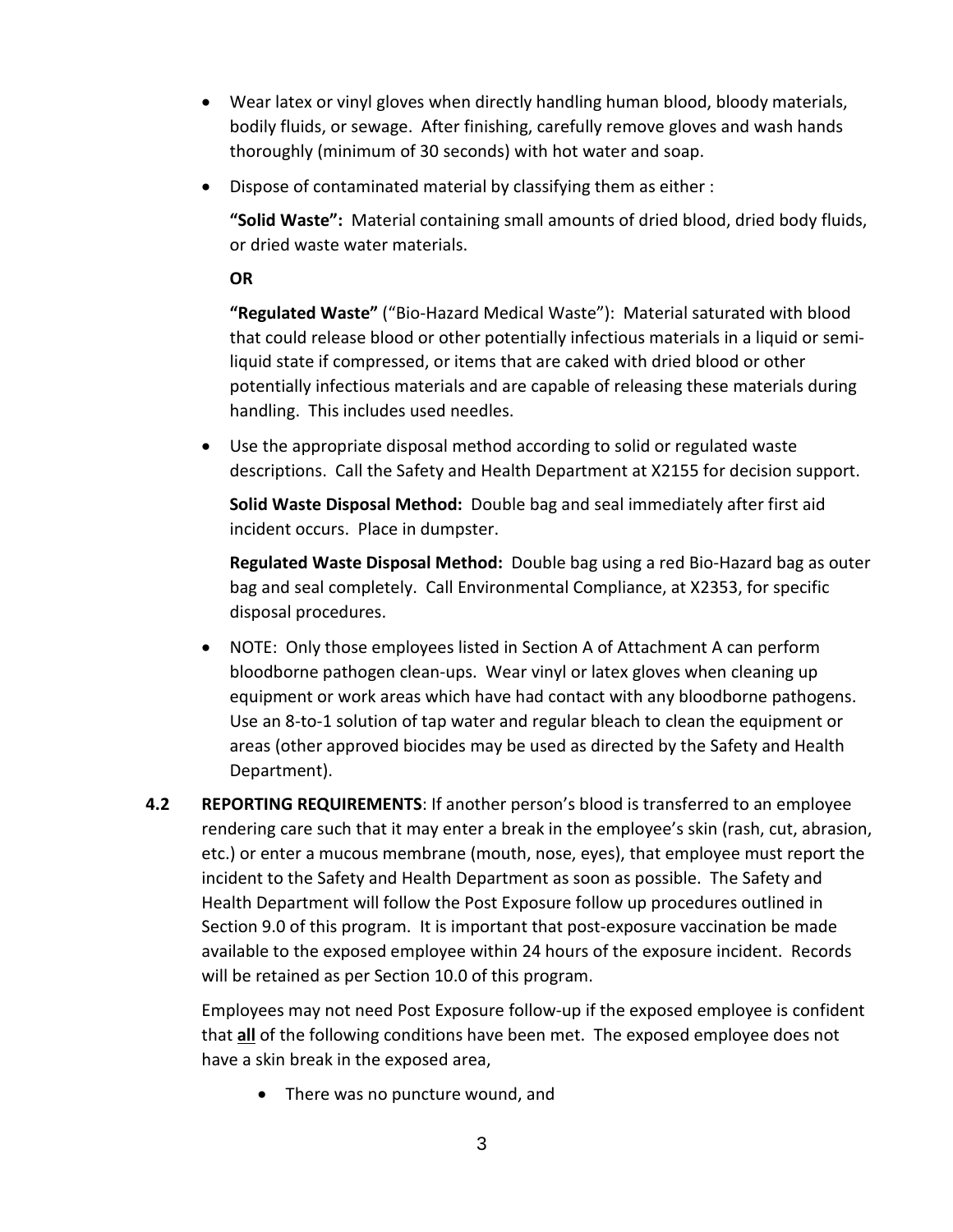- Wear latex or vinyl gloves when directly handling human blood, bloody materials, bodily fluids, or sewage. After finishing, carefully remove gloves and wash hands thoroughly (minimum of 30 seconds) with hot water and soap.
- Dispose of contaminated material by classifying them as either :

  **"Solid Waste":** Material containing small amounts of dried blood, dried body fluids, or dried waste water materials.

  **OR**

  **"Regulated Waste"** ("Bio-Hazard Medical Waste"): Material saturated with blood that could release blood or other potentially infectious materials in a liquid or semi-liquid state if compressed, or items that are caked with dried blood or other potentially infectious materials and are capable of releasing these materials during handling. This includes used needles.

- Use the appropriate disposal method according to solid or regulated waste descriptions. Call the Safety and Health Department at X2155 for decision support.

  **Solid Waste Disposal Method:** Double bag and seal immediately after first aid incident occurs. Place in dumpster.

  **Regulated Waste Disposal Method:** Double bag using a red Bio-Hazard bag as outer bag and seal completely. Call Environmental Compliance, at X2353, for specific disposal procedures.

- NOTE: Only those employees listed in Section A of Attachment A can perform bloodborne pathogen clean-ups. Wear vinyl or latex gloves when cleaning up equipment or work areas which have had contact with any bloodborne pathogens. Use an 8-to-1 solution of tap water and regular bleach to clean the equipment or areas (other approved biocides may be used as directed by the Safety and Health Department).

**4.2 REPORTING REQUIREMENTS**: If another person's blood is transferred to an employee rendering care such that it may enter a break in the employee's skin (rash, cut, abrasion, etc.) or enter a mucous membrane (mouth, nose, eyes), that employee must report the incident to the Safety and Health Department as soon as possible. The Safety and Health Department will follow the Post Exposure follow up procedures outlined in Section 9.0 of this program. It is important that post-exposure vaccination be made available to the exposed employee within 24 hours of the exposure incident. Records will be retained as per Section 10.0 of this program.

Employees may not need Post Exposure follow-up if the exposed employee is confident that **<u>all</u>** of the following conditions have been met. The exposed employee does not have a skin break in the exposed area,

- There was no puncture wound, and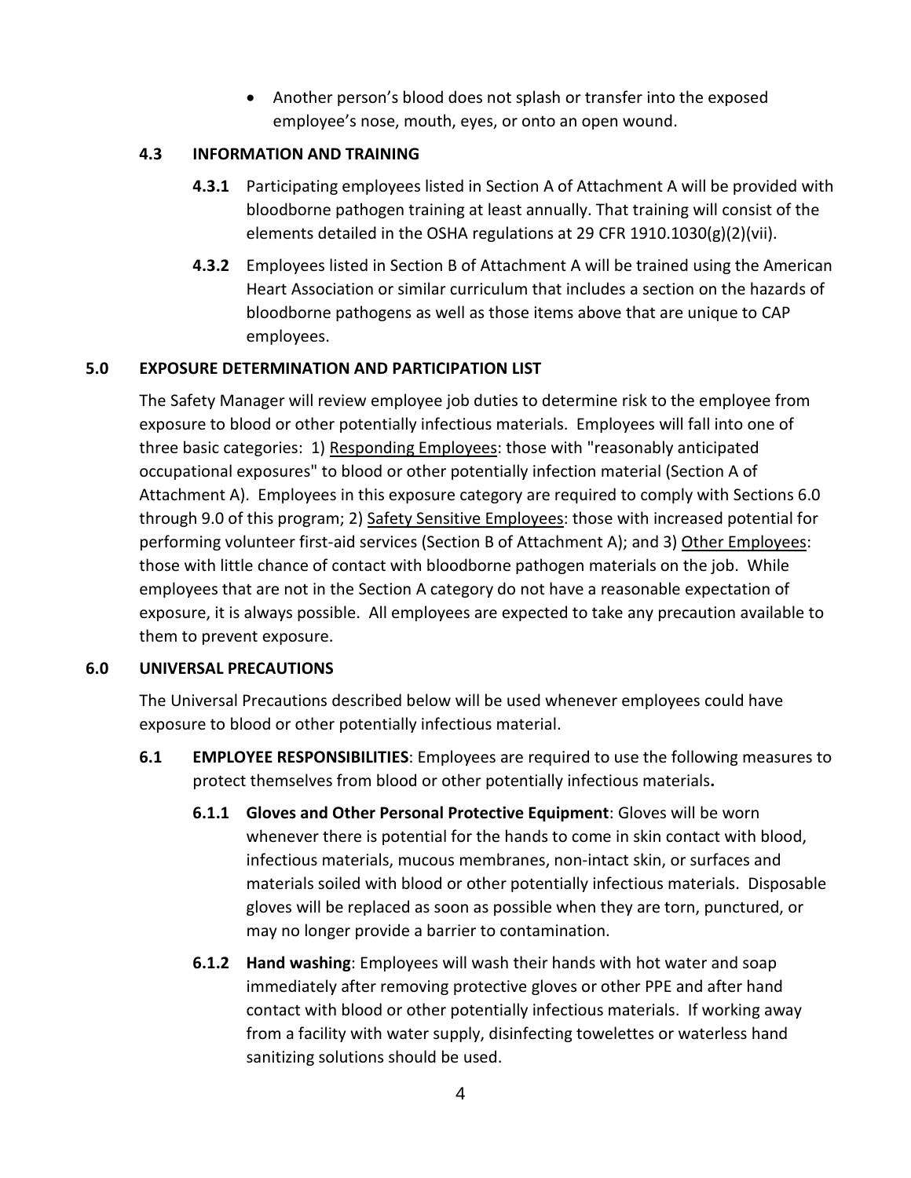- Another person's blood does not splash or transfer into the exposed employee's nose, mouth, eyes, or onto an open wound.

### 4.3 INFORMATION AND TRAINING

**4.3.1** Participating employees listed in Section A of Attachment A will be provided with bloodborne pathogen training at least annually. That training will consist of the elements detailed in the OSHA regulations at 29 CFR 1910.1030(g)(2)(vii).

**4.3.2** Employees listed in Section B of Attachment A will be trained using the American Heart Association or similar curriculum that includes a section on the hazards of bloodborne pathogens as well as those items above that are unique to CAP employees.

## 5.0 EXPOSURE DETERMINATION AND PARTICIPATION LIST

The Safety Manager will review employee job duties to determine risk to the employee from exposure to blood or other potentially infectious materials. Employees will fall into one of three basic categories: 1) Responding Employees: those with "reasonably anticipated occupational exposures" to blood or other potentially infection material (Section A of Attachment A). Employees in this exposure category are required to comply with Sections 6.0 through 9.0 of this program; 2) Safety Sensitive Employees: those with increased potential for performing volunteer first-aid services (Section B of Attachment A); and 3) Other Employees: those with little chance of contact with bloodborne pathogen materials on the job. While employees that are not in the Section A category do not have a reasonable expectation of exposure, it is always possible. All employees are expected to take any precaution available to them to prevent exposure.

## 6.0 UNIVERSAL PRECAUTIONS

The Universal Precautions described below will be used whenever employees could have exposure to blood or other potentially infectious material.

### 6.1 EMPLOYEE RESPONSIBILITIES: Employees are required to use the following measures to protect themselves from blood or other potentially infectious materials.

**6.1.1 Gloves and Other Personal Protective Equipment**: Gloves will be worn whenever there is potential for the hands to come in skin contact with blood, infectious materials, mucous membranes, non-intact skin, or surfaces and materials soiled with blood or other potentially infectious materials. Disposable gloves will be replaced as soon as possible when they are torn, punctured, or may no longer provide a barrier to contamination.

**6.1.2 Hand washing**: Employees will wash their hands with hot water and soap immediately after removing protective gloves or other PPE and after hand contact with blood or other potentially infectious materials. If working away from a facility with water supply, disinfecting towelettes or waterless hand sanitizing solutions should be used.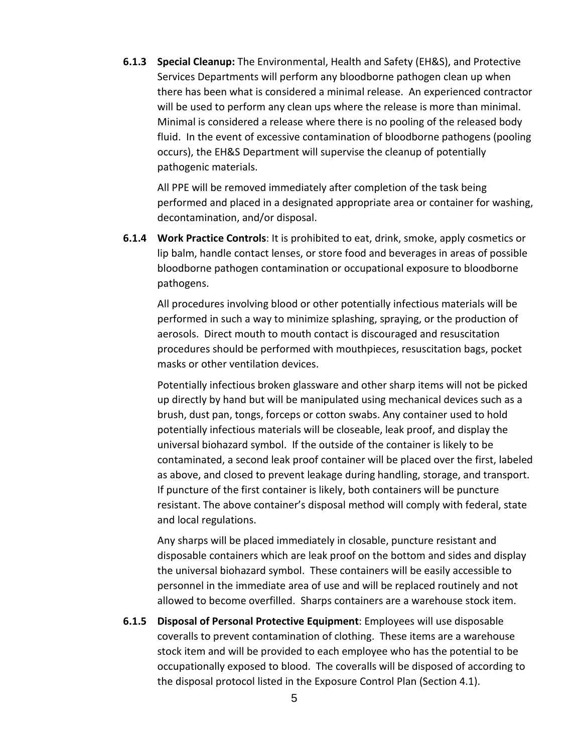**6.1.3 Special Cleanup:** The Environmental, Health and Safety (EH&S), and Protective Services Departments will perform any bloodborne pathogen clean up when there has been what is considered a minimal release. An experienced contractor will be used to perform any clean ups where the release is more than minimal. Minimal is considered a release where there is no pooling of the released body fluid. In the event of excessive contamination of bloodborne pathogens (pooling occurs), the EH&S Department will supervise the cleanup of potentially pathogenic materials.

All PPE will be removed immediately after completion of the task being performed and placed in a designated appropriate area or container for washing, decontamination, and/or disposal.

**6.1.4 Work Practice Controls**: It is prohibited to eat, drink, smoke, apply cosmetics or lip balm, handle contact lenses, or store food and beverages in areas of possible bloodborne pathogen contamination or occupational exposure to bloodborne pathogens.

All procedures involving blood or other potentially infectious materials will be performed in such a way to minimize splashing, spraying, or the production of aerosols. Direct mouth to mouth contact is discouraged and resuscitation procedures should be performed with mouthpieces, resuscitation bags, pocket masks or other ventilation devices.

Potentially infectious broken glassware and other sharp items will not be picked up directly by hand but will be manipulated using mechanical devices such as a brush, dust pan, tongs, forceps or cotton swabs. Any container used to hold potentially infectious materials will be closeable, leak proof, and display the universal biohazard symbol. If the outside of the container is likely to be contaminated, a second leak proof container will be placed over the first, labeled as above, and closed to prevent leakage during handling, storage, and transport. If puncture of the first container is likely, both containers will be puncture resistant. The above container's disposal method will comply with federal, state and local regulations.

Any sharps will be placed immediately in closable, puncture resistant and disposable containers which are leak proof on the bottom and sides and display the universal biohazard symbol. These containers will be easily accessible to personnel in the immediate area of use and will be replaced routinely and not allowed to become overfilled. Sharps containers are a warehouse stock item.

**6.1.5 Disposal of Personal Protective Equipment**: Employees will use disposable coveralls to prevent contamination of clothing. These items are a warehouse stock item and will be provided to each employee who has the potential to be occupationally exposed to blood. The coveralls will be disposed of according to the disposal protocol listed in the Exposure Control Plan (Section 4.1).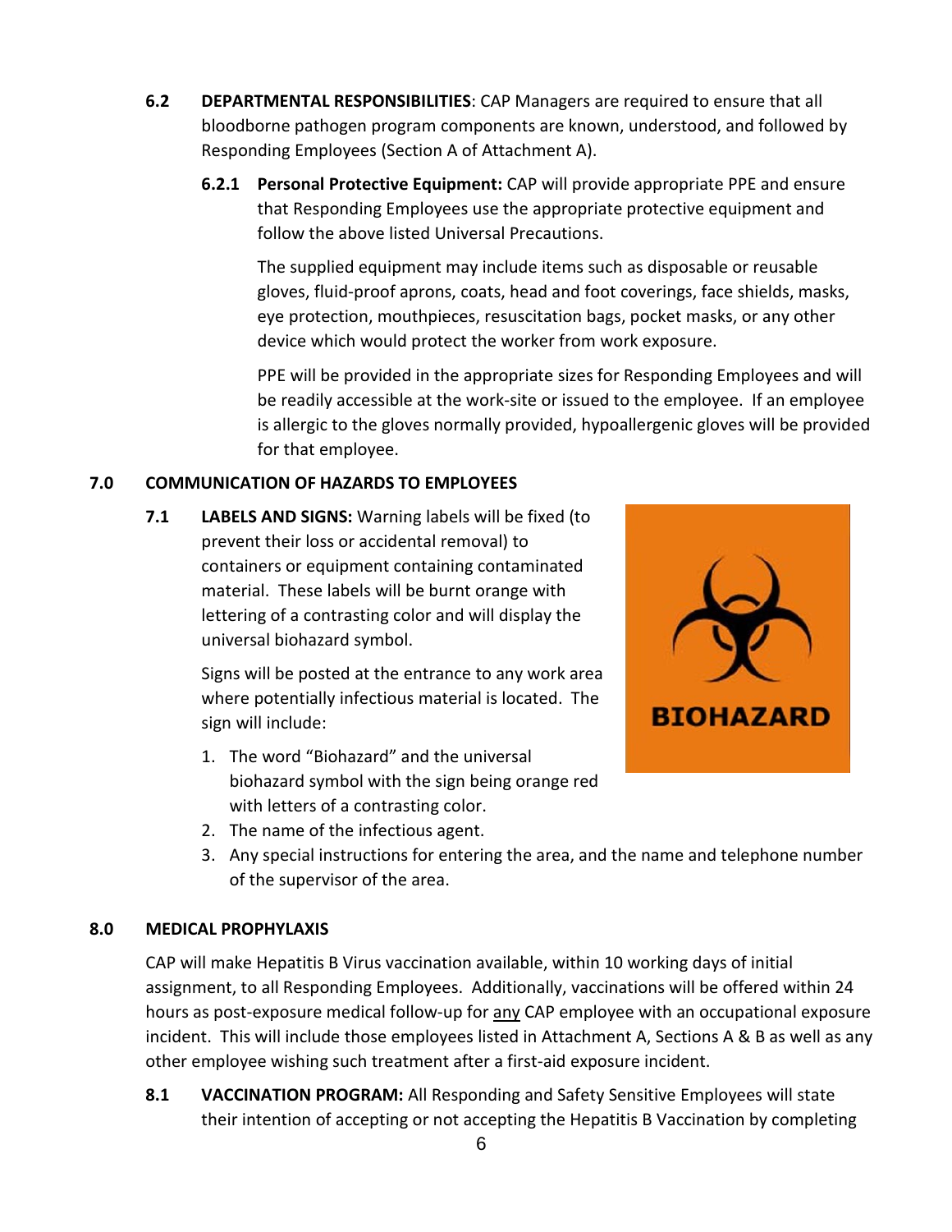**6.2 DEPARTMENTAL RESPONSIBILITIES**: CAP Managers are required to ensure that all bloodborne pathogen program components are known, understood, and followed by Responding Employees (Section A of Attachment A).

**6.2.1 Personal Protective Equipment:** CAP will provide appropriate PPE and ensure that Responding Employees use the appropriate protective equipment and follow the above listed Universal Precautions.

The supplied equipment may include items such as disposable or reusable gloves, fluid-proof aprons, coats, head and foot coverings, face shields, masks, eye protection, mouthpieces, resuscitation bags, pocket masks, or any other device which would protect the worker from work exposure.

PPE will be provided in the appropriate sizes for Responding Employees and will be readily accessible at the work-site or issued to the employee. If an employee is allergic to the gloves normally provided, hypoallergenic gloves will be provided for that employee.

## 7.0 COMMUNICATION OF HAZARDS TO EMPLOYEES

**7.1 LABELS AND SIGNS:** Warning labels will be fixed (to prevent their loss or accidental removal) to containers or equipment containing contaminated material. These labels will be burnt orange with lettering of a contrasting color and will display the universal biohazard symbol.

BIOHAZARD

Signs will be posted at the entrance to any work area where potentially infectious material is located. The sign will include:

1. The word "Biohazard" and the universal biohazard symbol with the sign being orange red with letters of a contrasting color.
2. The name of the infectious agent.
3. Any special instructions for entering the area, and the name and telephone number of the supervisor of the area.

## 8.0 MEDICAL PROPHYLAXIS

CAP will make Hepatitis B Virus vaccination available, within 10 working days of initial assignment, to all Responding Employees. Additionally, vaccinations will be offered within 24 hours as post-exposure medical follow-up for any CAP employee with an occupational exposure incident. This will include those employees listed in Attachment A, Sections A & B as well as any other employee wishing such treatment after a first-aid exposure incident.

**8.1 VACCINATION PROGRAM:** All Responding and Safety Sensitive Employees will state their intention of accepting or not accepting the Hepatitis B Vaccination by completing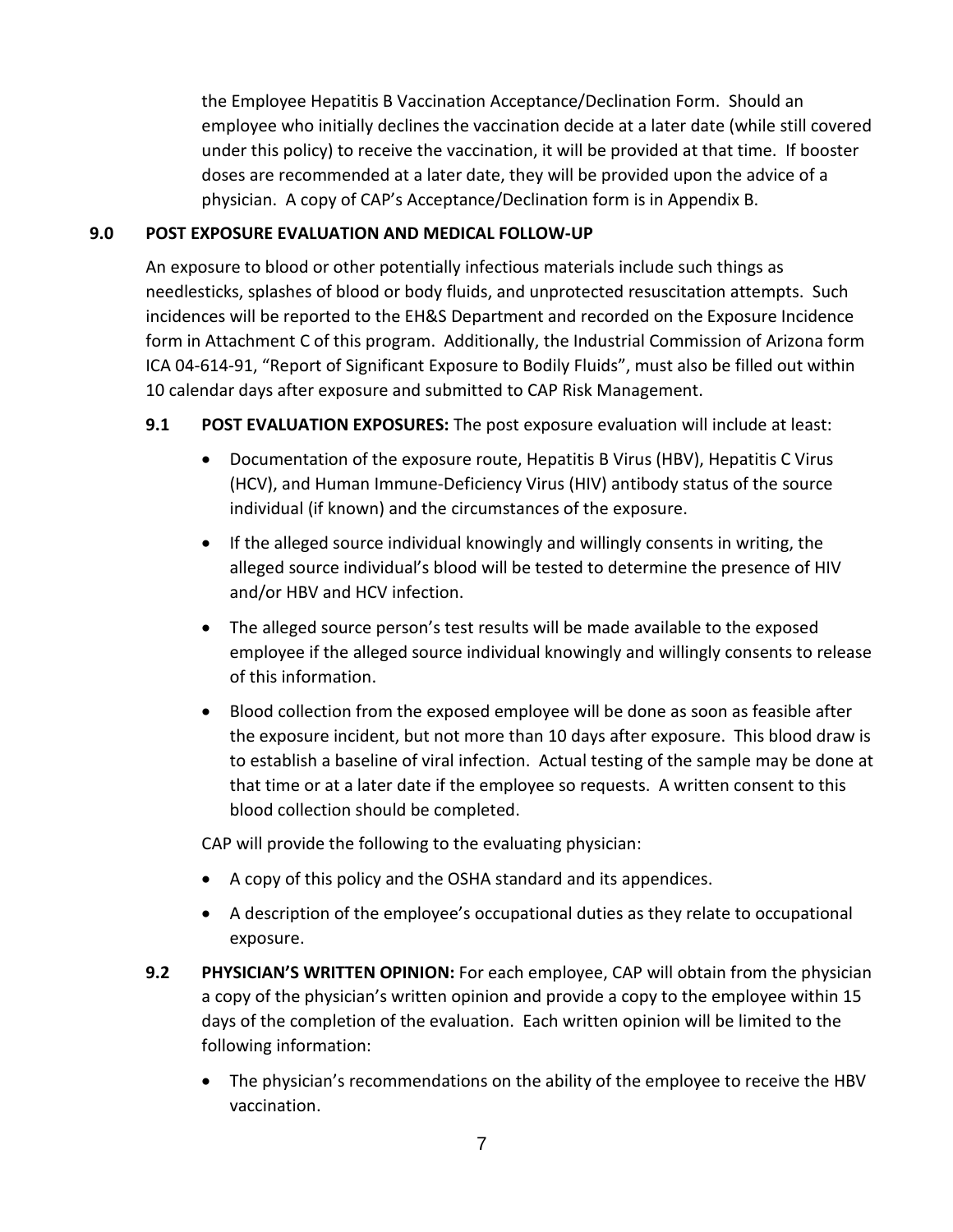the Employee Hepatitis B Vaccination Acceptance/Declination Form. Should an employee who initially declines the vaccination decide at a later date (while still covered under this policy) to receive the vaccination, it will be provided at that time. If booster doses are recommended at a later date, they will be provided upon the advice of a physician. A copy of CAP's Acceptance/Declination form is in Appendix B.

## 9.0 POST EXPOSURE EVALUATION AND MEDICAL FOLLOW-UP

An exposure to blood or other potentially infectious materials include such things as needlesticks, splashes of blood or body fluids, and unprotected resuscitation attempts. Such incidences will be reported to the EH&S Department and recorded on the Exposure Incidence form in Attachment C of this program. Additionally, the Industrial Commission of Arizona form ICA 04-614-91, "Report of Significant Exposure to Bodily Fluids", must also be filled out within 10 calendar days after exposure and submitted to CAP Risk Management.

**9.1 POST EVALUATION EXPOSURES:** The post exposure evaluation will include at least:

- Documentation of the exposure route, Hepatitis B Virus (HBV), Hepatitis C Virus (HCV), and Human Immune-Deficiency Virus (HIV) antibody status of the source individual (if known) and the circumstances of the exposure.
- If the alleged source individual knowingly and willingly consents in writing, the alleged source individual's blood will be tested to determine the presence of HIV and/or HBV and HCV infection.
- The alleged source person's test results will be made available to the exposed employee if the alleged source individual knowingly and willingly consents to release of this information.
- Blood collection from the exposed employee will be done as soon as feasible after the exposure incident, but not more than 10 days after exposure. This blood draw is to establish a baseline of viral infection. Actual testing of the sample may be done at that time or at a later date if the employee so requests. A written consent to this blood collection should be completed.

CAP will provide the following to the evaluating physician:

- A copy of this policy and the OSHA standard and its appendices.
- A description of the employee's occupational duties as they relate to occupational exposure.

**9.2 PHYSICIAN'S WRITTEN OPINION:** For each employee, CAP will obtain from the physician a copy of the physician's written opinion and provide a copy to the employee within 15 days of the completion of the evaluation. Each written opinion will be limited to the following information:

- The physician's recommendations on the ability of the employee to receive the HBV vaccination.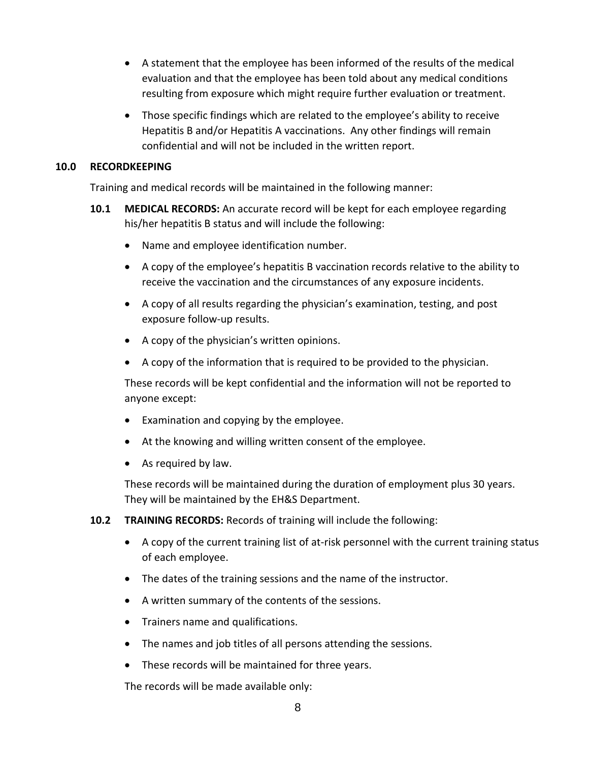- A statement that the employee has been informed of the results of the medical evaluation and that the employee has been told about any medical conditions resulting from exposure which might require further evaluation or treatment.
- Those specific findings which are related to the employee's ability to receive Hepatitis B and/or Hepatitis A vaccinations. Any other findings will remain confidential and will not be included in the written report.

## 10.0 RECORDKEEPING

Training and medical records will be maintained in the following manner:

### 10.1 MEDICAL RECORDS:

**10.1 MEDICAL RECORDS:** An accurate record will be kept for each employee regarding his/her hepatitis B status and will include the following:

- Name and employee identification number.
- A copy of the employee's hepatitis B vaccination records relative to the ability to receive the vaccination and the circumstances of any exposure incidents.
- A copy of all results regarding the physician's examination, testing, and post exposure follow-up results.
- A copy of the physician's written opinions.
- A copy of the information that is required to be provided to the physician.

These records will be kept confidential and the information will not be reported to anyone except:

- Examination and copying by the employee.
- At the knowing and willing written consent of the employee.
- As required by law.

These records will be maintained during the duration of employment plus 30 years. They will be maintained by the EH&S Department.

**10.2 TRAINING RECORDS:** Records of training will include the following:

- A copy of the current training list of at-risk personnel with the current training status of each employee.
- The dates of the training sessions and the name of the instructor.
- A written summary of the contents of the sessions.
- Trainers name and qualifications.
- The names and job titles of all persons attending the sessions.
- These records will be maintained for three years.

The records will be made available only: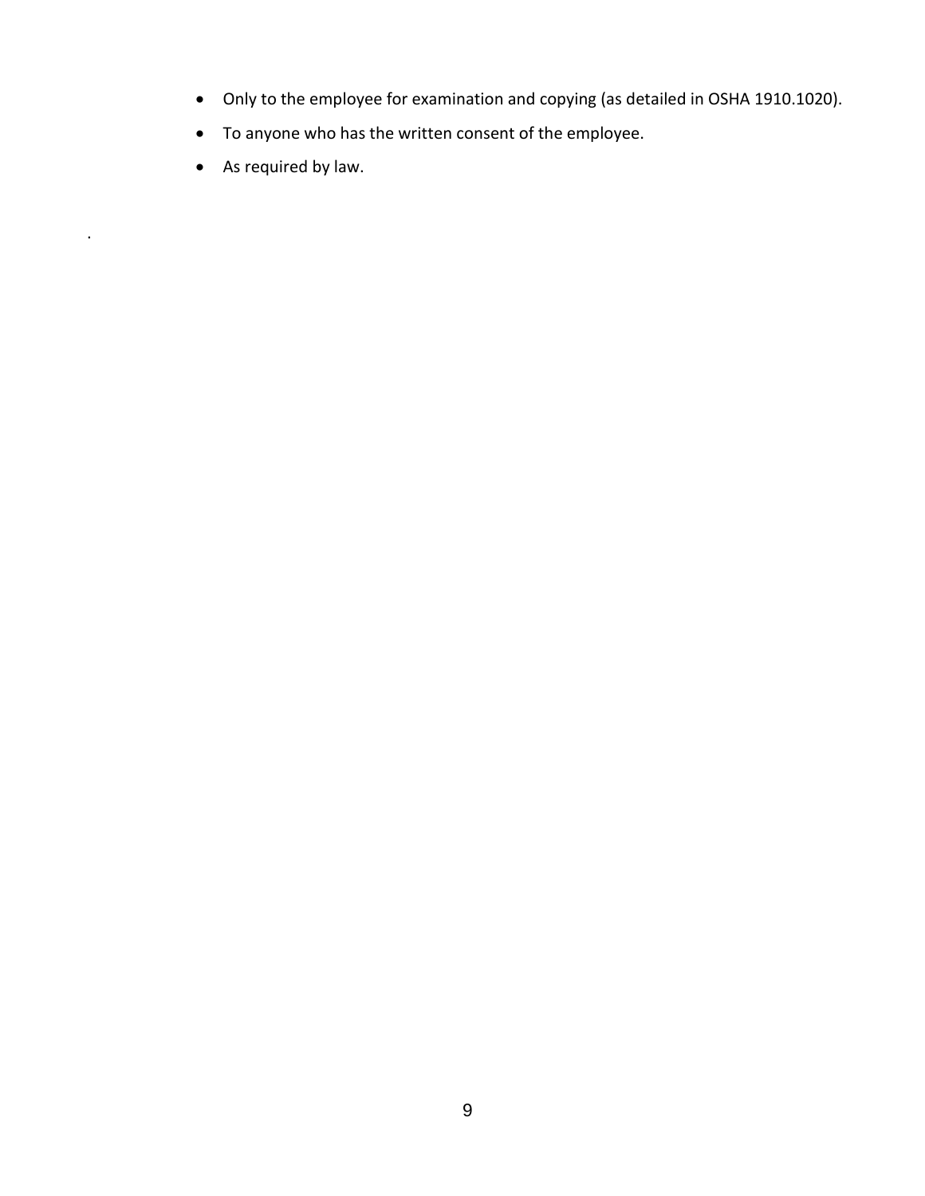- Only to the employee for examination and copying (as detailed in OSHA 1910.1020).
- To anyone who has the written consent of the employee.
- As required by law.

.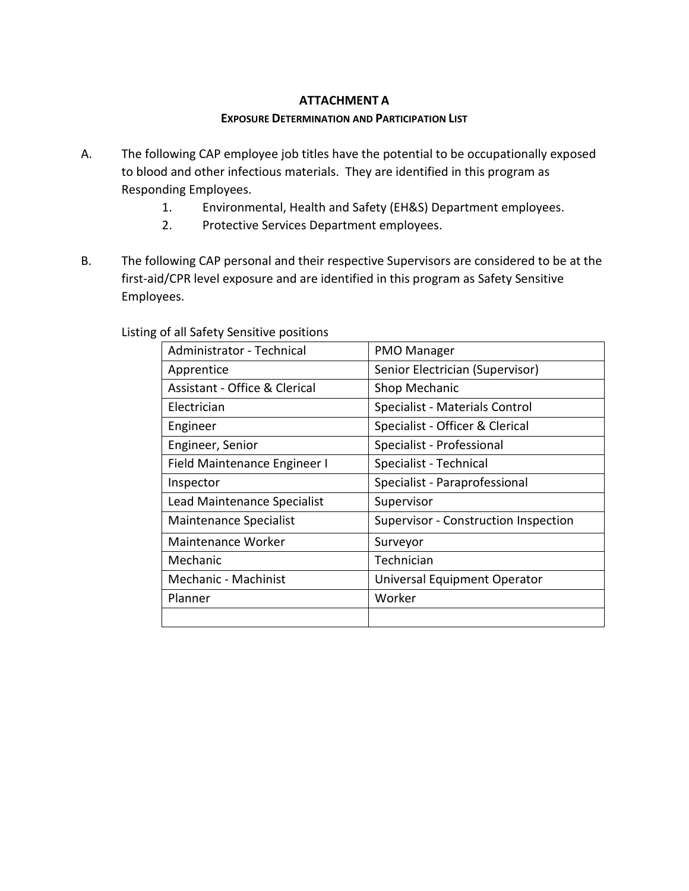# ATTACHMENT A

## Exposure Determination and Participation List

A. The following CAP employee job titles have the potential to be occupationally exposed to blood and other infectious materials. They are identified in this program as Responding Employees.

   1. Environmental, Health and Safety (EH&S) Department employees.
   2. Protective Services Department employees.

B. The following CAP personal and their respective Supervisors are considered to be at the first-aid/CPR level exposure and are identified in this program as Safety Sensitive Employees.

Listing of all Safety Sensitive positions

| | |
|---|---|
| Administrator - Technical | PMO Manager |
| Apprentice | Senior Electrician (Supervisor) |
| Assistant - Office & Clerical | Shop Mechanic |
| Electrician | Specialist - Materials Control |
| Engineer | Specialist - Officer & Clerical |
| Engineer, Senior | Specialist - Professional |
| Field Maintenance Engineer I | Specialist - Technical |
| Inspector | Specialist - Paraprofessional |
| Lead Maintenance Specialist | Supervisor |
| Maintenance Specialist | Supervisor - Construction Inspection |
| Maintenance Worker | Surveyor |
| Mechanic | Technician |
| Mechanic - Machinist | Universal Equipment Operator |
| Planner | Worker |
| | |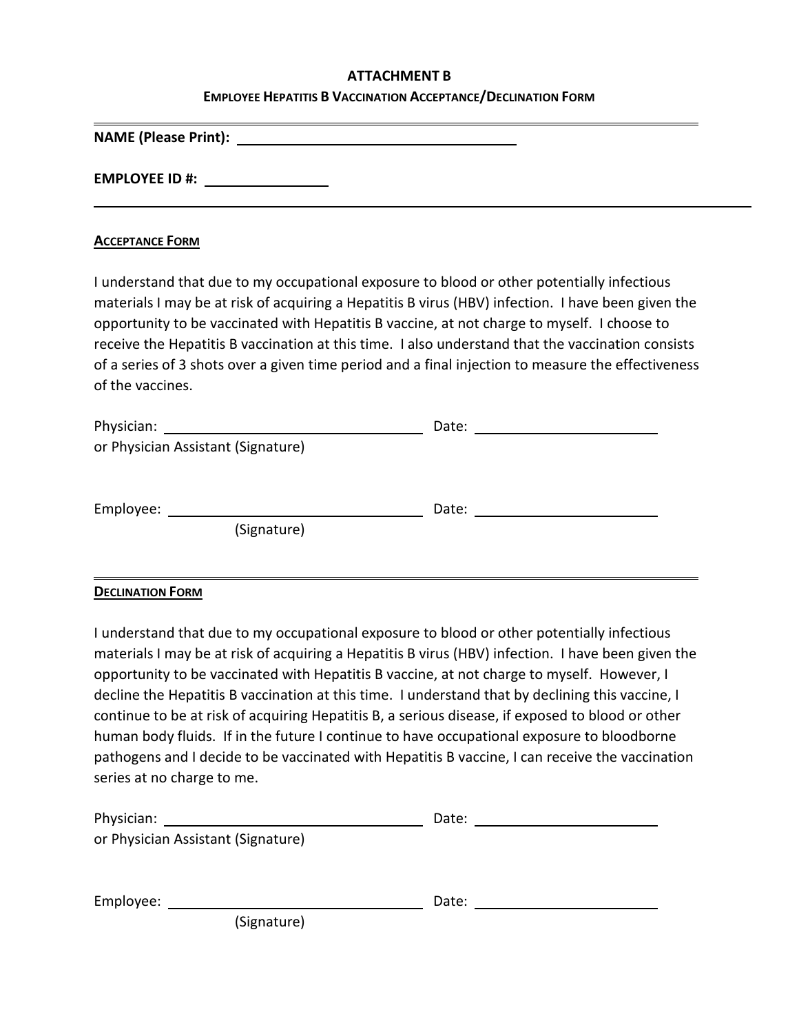# ATTACHMENT B

## Employee Hepatitis B Vaccination Acceptance/Declination Form

---

**NAME (Please Print):** ____________________________________

**EMPLOYEE ID #:** ________________

---

**<u>Acceptance Form</u>**

I understand that due to my occupational exposure to blood or other potentially infectious materials I may be at risk of acquiring a Hepatitis B virus (HBV) infection. I have been given the opportunity to be vaccinated with Hepatitis B vaccine, at not charge to myself. I choose to receive the Hepatitis B vaccination at this time. I also understand that the vaccination consists of a series of 3 shots over a given time period and a final injection to measure the effectiveness of the vaccines.

Physician: ____________________________________ Date: ________________________
or Physician Assistant (Signature)

Employee: ____________________________________ Date: ________________________
(Signature)

---

**<u>Declination Form</u>**

I understand that due to my occupational exposure to blood or other potentially infectious materials I may be at risk of acquiring a Hepatitis B virus (HBV) infection. I have been given the opportunity to be vaccinated with Hepatitis B vaccine, at not charge to myself. However, I decline the Hepatitis B vaccination at this time. I understand that by declining this vaccine, I continue to be at risk of acquiring Hepatitis B, a serious disease, if exposed to blood or other human body fluids. If in the future I continue to have occupational exposure to bloodborne pathogens and I decide to be vaccinated with Hepatitis B vaccine, I can receive the vaccination series at no charge to me.

Physician: ____________________________________ Date: ________________________
or Physician Assistant (Signature)

Employee: ____________________________________ Date: ________________________
(Signature)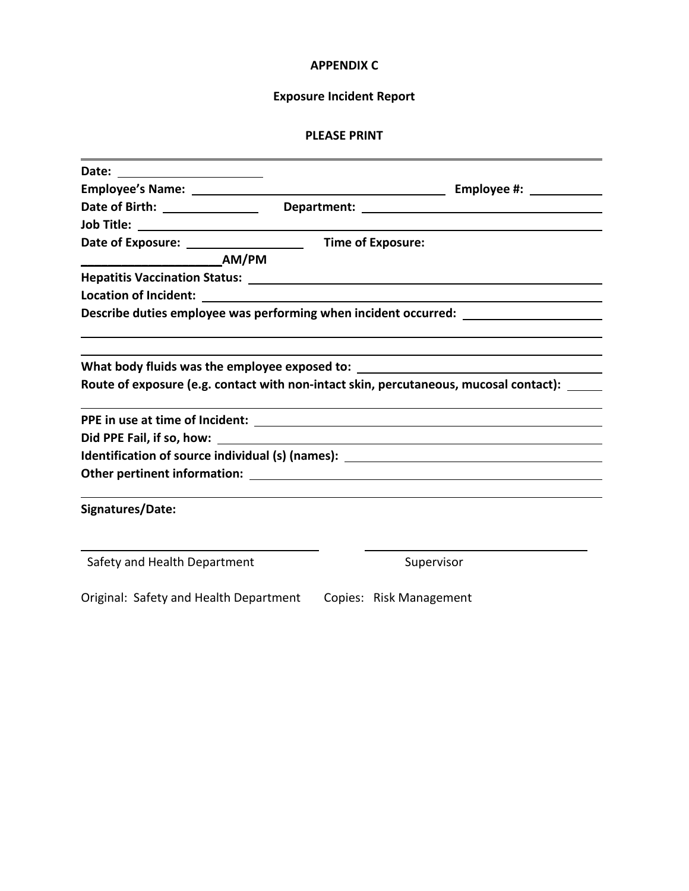**APPENDIX C**

**Exposure Incident Report**

**PLEASE PRINT**

---

**Date:** ____________________

**Employee's Name:** ________________________________________ **Employee #:** __________

**Date of Birth:** ______________ **Department:** ________________________________________

**Job Title:** ________________________________________________________________________

**Date of Exposure:** ________________ **Time of Exposure:**

____________________**AM/PM**

**Hepatitis Vaccination Status:** ______________________________________________________

**Location of Incident:** _____________________________________________________________

**Describe duties employee was performing when incident occurred:** ___________________

______________________________________________________________________________________

______________________________________________________________________________________

**What body fluids was the employee exposed to:** _____________________________________

**Route of exposure (e.g. contact with non-intact skin, percutaneous, mucosal contact):** _____

______________________________________________________________________________________

**PPE in use at time of Incident:** ______________________________________________________

**Did PPE Fail, if so, how:** ___________________________________________________________

**Identification of source individual (s) (names):** ____________________________________

**Other pertinent information:** ________________________________________________________

______________________________________________________________________________________

**Signatures/Date:**

____________________________________ ____________________________________

Safety and Health Department Supervisor

Original: Safety and Health Department Copies: Risk Management